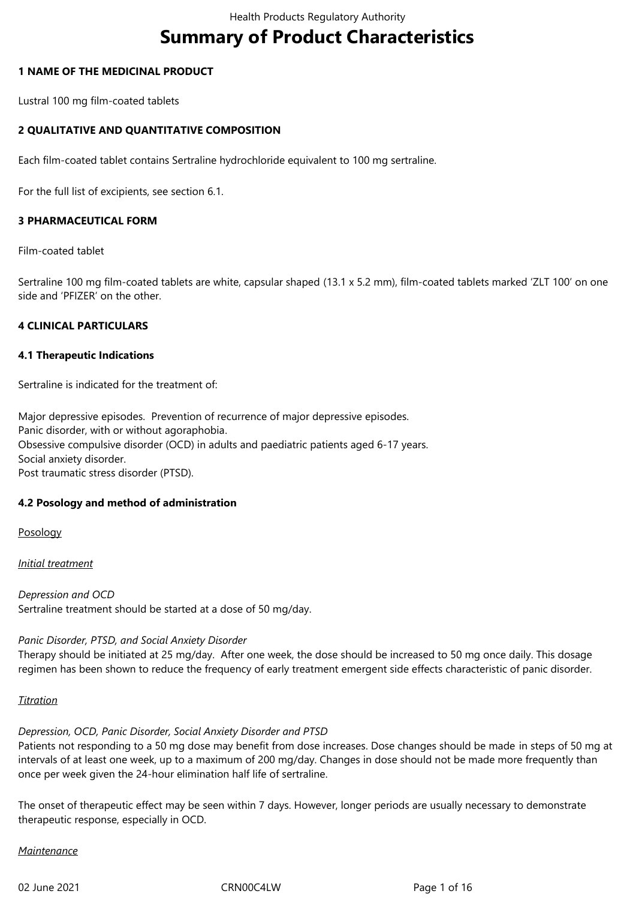# Summary of Product Characteristics

## 1 NAME OF THE MEDICINAL PRODUCT

Lustral 100 mg film-coated tablets

## 2 QUALITATIVE AND QUANTITATIVE COMPOSITION

Each film-coated tablet contains Sertraline hydrochloride equivalent to 100 mg sertraline.

For the full list of excipients, see section 6.1.

## 3 PHARMACEUTICAL FORM

Film-coated tablet

Sertraline 100 mg film-coated tablets are white, capsular shaped (13.1 x 5.2 mm), film-coated tablets marked 'ZLT 100' on one side and 'PFIZER' on the other.

## 4 CLINICAL PARTICULARS

### 4.1 Therapeutic Indications

Sertraline is indicated for the treatment of:

Major depressive episodes. Prevention of recurrence of major depressive episodes.
Panic disorder, with or without agoraphobia.
Obsessive compulsive disorder (OCD) in adults and paediatric patients aged 6-17 years.
Social anxiety disorder.
Post traumatic stress disorder (PTSD).

### 4.2 Posology and method of administration

<u>Posology</u>

<u>*Initial treatment*</u>

*Depression and OCD*
Sertraline treatment should be started at a dose of 50 mg/day.

*Panic Disorder, PTSD, and Social Anxiety Disorder*
Therapy should be initiated at 25 mg/day. After one week, the dose should be increased to 50 mg once daily. This dosage regimen has been shown to reduce the frequency of early treatment emergent side effects characteristic of panic disorder.

<u>*Titration*</u>

*Depression, OCD, Panic Disorder, Social Anxiety Disorder and PTSD*
Patients not responding to a 50 mg dose may benefit from dose increases. Dose changes should be made in steps of 50 mg at intervals of at least one week, up to a maximum of 200 mg/day. Changes in dose should not be made more frequently than once per week given the 24-hour elimination half life of sertraline.

The onset of therapeutic effect may be seen within 7 days. However, longer periods are usually necessary to demonstrate therapeutic response, especially in OCD.

<u>*Maintenance*</u>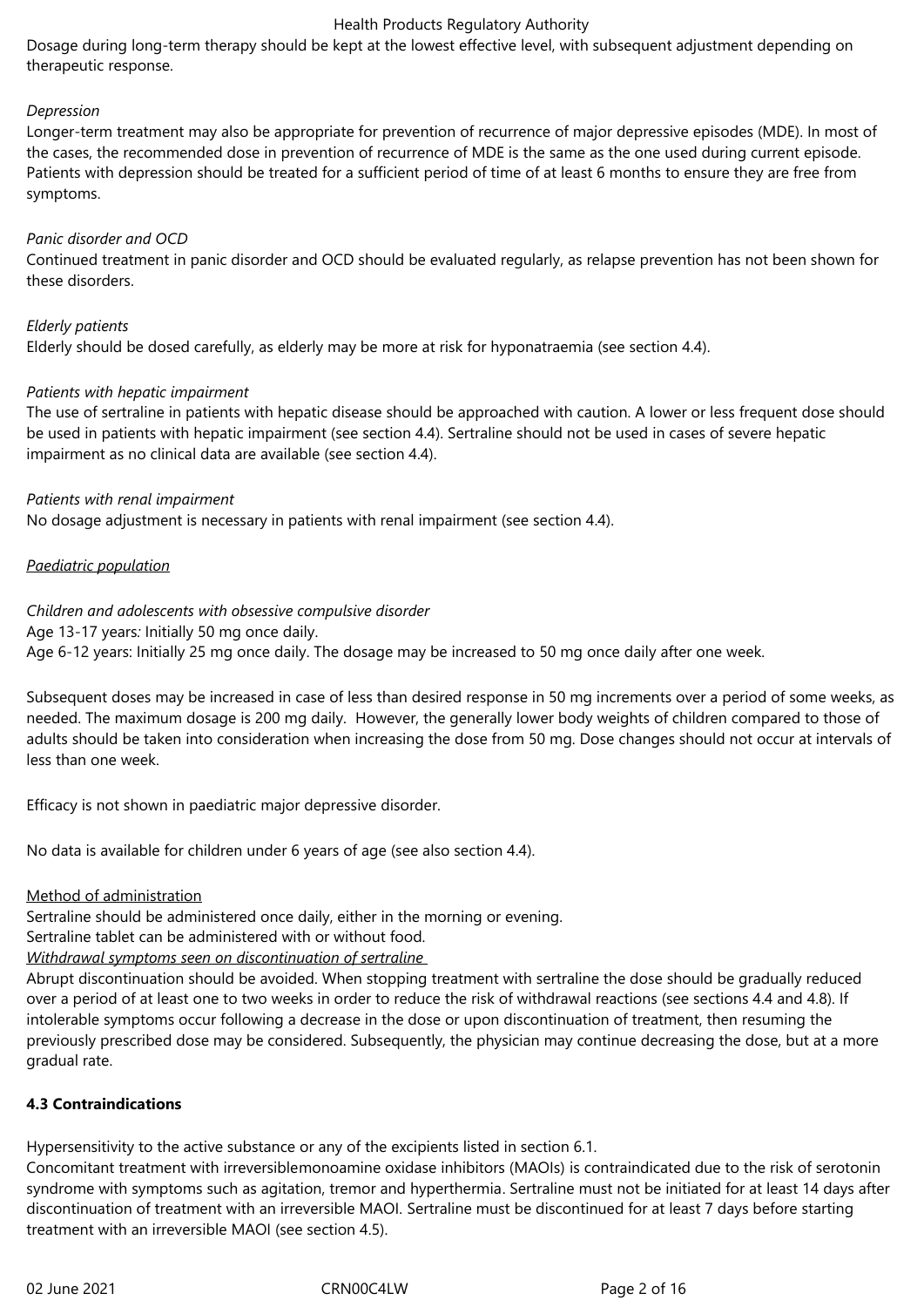Dosage during long-term therapy should be kept at the lowest effective level, with subsequent adjustment depending on therapeutic response.

*Depression*

Longer-term treatment may also be appropriate for prevention of recurrence of major depressive episodes (MDE). In most of the cases, the recommended dose in prevention of recurrence of MDE is the same as the one used during current episode. Patients with depression should be treated for a sufficient period of time of at least 6 months to ensure they are free from symptoms.

*Panic disorder and OCD*

Continued treatment in panic disorder and OCD should be evaluated regularly, as relapse prevention has not been shown for these disorders.

*Elderly patients*

Elderly should be dosed carefully, as elderly may be more at risk for hyponatraemia (see section 4.4).

*Patients with hepatic impairment*

The use of sertraline in patients with hepatic disease should be approached with caution. A lower or less frequent dose should be used in patients with hepatic impairment (see section 4.4). Sertraline should not be used in cases of severe hepatic impairment as no clinical data are available (see section 4.4).

*Patients with renal impairment*

No dosage adjustment is necessary in patients with renal impairment (see section 4.4).

*Paediatric population*

*Children and adolescents with obsessive compulsive disorder*

Age 13-17 years: Initially 50 mg once daily.

Age 6-12 years: Initially 25 mg once daily. The dosage may be increased to 50 mg once daily after one week.

Subsequent doses may be increased in case of less than desired response in 50 mg increments over a period of some weeks, as needed. The maximum dosage is 200 mg daily. However, the generally lower body weights of children compared to those of adults should be taken into consideration when increasing the dose from 50 mg. Dose changes should not occur at intervals of less than one week.

Efficacy is not shown in paediatric major depressive disorder.

No data is available for children under 6 years of age (see also section 4.4).

Method of administration

Sertraline should be administered once daily, either in the morning or evening.

Sertraline tablet can be administered with or without food.

*Withdrawal symptoms seen on discontinuation of sertraline*

Abrupt discontinuation should be avoided. When stopping treatment with sertraline the dose should be gradually reduced over a period of at least one to two weeks in order to reduce the risk of withdrawal reactions (see sections 4.4 and 4.8). If intolerable symptoms occur following a decrease in the dose or upon discontinuation of treatment, then resuming the previously prescribed dose may be considered. Subsequently, the physician may continue decreasing the dose, but at a more gradual rate.

**4.3 Contraindications**

Hypersensitivity to the active substance or any of the excipients listed in section 6.1.

Concomitant treatment with irreversiblemonoamine oxidase inhibitors (MAOIs) is contraindicated due to the risk of serotonin syndrome with symptoms such as agitation, tremor and hyperthermia. Sertraline must not be initiated for at least 14 days after discontinuation of treatment with an irreversible MAOI. Sertraline must be discontinued for at least 7 days before starting treatment with an irreversible MAOI (see section 4.5).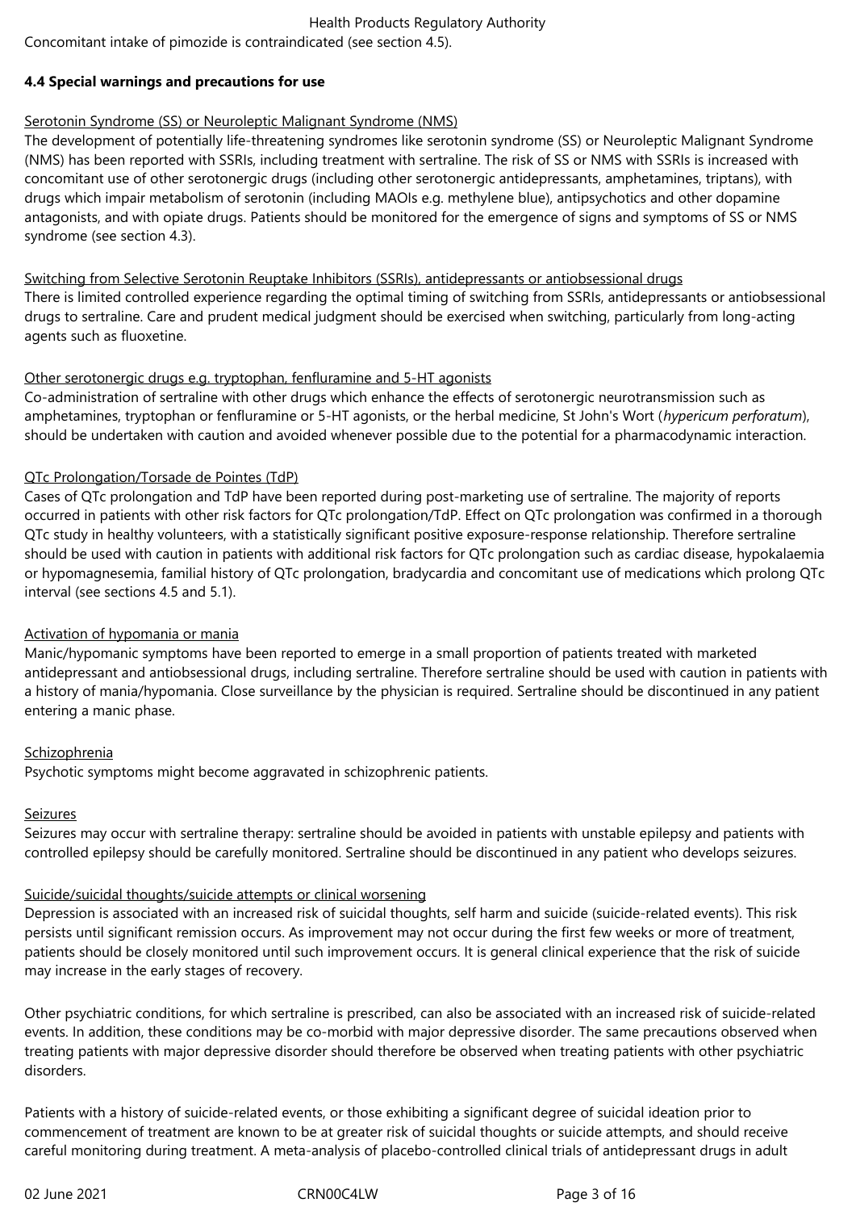Concomitant intake of pimozide is contraindicated (see section 4.5).

**4.4 Special warnings and precautions for use**

Serotonin Syndrome (SS) or Neuroleptic Malignant Syndrome (NMS)

The development of potentially life-threatening syndromes like serotonin syndrome (SS) or Neuroleptic Malignant Syndrome (NMS) has been reported with SSRIs, including treatment with sertraline. The risk of SS or NMS with SSRIs is increased with concomitant use of other serotonergic drugs (including other serotonergic antidepressants, amphetamines, triptans), with drugs which impair metabolism of serotonin (including MAOIs e.g. methylene blue), antipsychotics and other dopamine antagonists, and with opiate drugs. Patients should be monitored for the emergence of signs and symptoms of SS or NMS syndrome (see section 4.3).

Switching from Selective Serotonin Reuptake Inhibitors (SSRIs), antidepressants or antiobsessional drugs

There is limited controlled experience regarding the optimal timing of switching from SSRIs, antidepressants or antiobsessional drugs to sertraline. Care and prudent medical judgment should be exercised when switching, particularly from long-acting agents such as fluoxetine.

Other serotonergic drugs e.g. tryptophan, fenfluramine and 5-HT agonists

Co-administration of sertraline with other drugs which enhance the effects of serotonergic neurotransmission such as amphetamines, tryptophan or fenfluramine or 5-HT agonists, or the herbal medicine, St John's Wort (*hypericum perforatum*), should be undertaken with caution and avoided whenever possible due to the potential for a pharmacodynamic interaction.

QTc Prolongation/Torsade de Pointes (TdP)

Cases of QTc prolongation and TdP have been reported during post-marketing use of sertraline. The majority of reports occurred in patients with other risk factors for QTc prolongation/TdP. Effect on QTc prolongation was confirmed in a thorough QTc study in healthy volunteers, with a statistically significant positive exposure-response relationship. Therefore sertraline should be used with caution in patients with additional risk factors for QTc prolongation such as cardiac disease, hypokalaemia or hypomagnesemia, familial history of QTc prolongation, bradycardia and concomitant use of medications which prolong QTc interval (see sections 4.5 and 5.1).

Activation of hypomania or mania

Manic/hypomanic symptoms have been reported to emerge in a small proportion of patients treated with marketed antidepressant and antiobsessional drugs, including sertraline. Therefore sertraline should be used with caution in patients with a history of mania/hypomania. Close surveillance by the physician is required. Sertraline should be discontinued in any patient entering a manic phase.

Schizophrenia

Psychotic symptoms might become aggravated in schizophrenic patients.

Seizures

Seizures may occur with sertraline therapy: sertraline should be avoided in patients with unstable epilepsy and patients with controlled epilepsy should be carefully monitored. Sertraline should be discontinued in any patient who develops seizures.

Suicide/suicidal thoughts/suicide attempts or clinical worsening

Depression is associated with an increased risk of suicidal thoughts, self harm and suicide (suicide-related events). This risk persists until significant remission occurs. As improvement may not occur during the first few weeks or more of treatment, patients should be closely monitored until such improvement occurs. It is general clinical experience that the risk of suicide may increase in the early stages of recovery.

Other psychiatric conditions, for which sertraline is prescribed, can also be associated with an increased risk of suicide-related events. In addition, these conditions may be co-morbid with major depressive disorder. The same precautions observed when treating patients with major depressive disorder should therefore be observed when treating patients with other psychiatric disorders.

Patients with a history of suicide-related events, or those exhibiting a significant degree of suicidal ideation prior to commencement of treatment are known to be at greater risk of suicidal thoughts or suicide attempts, and should receive careful monitoring during treatment. A meta-analysis of placebo-controlled clinical trials of antidepressant drugs in adult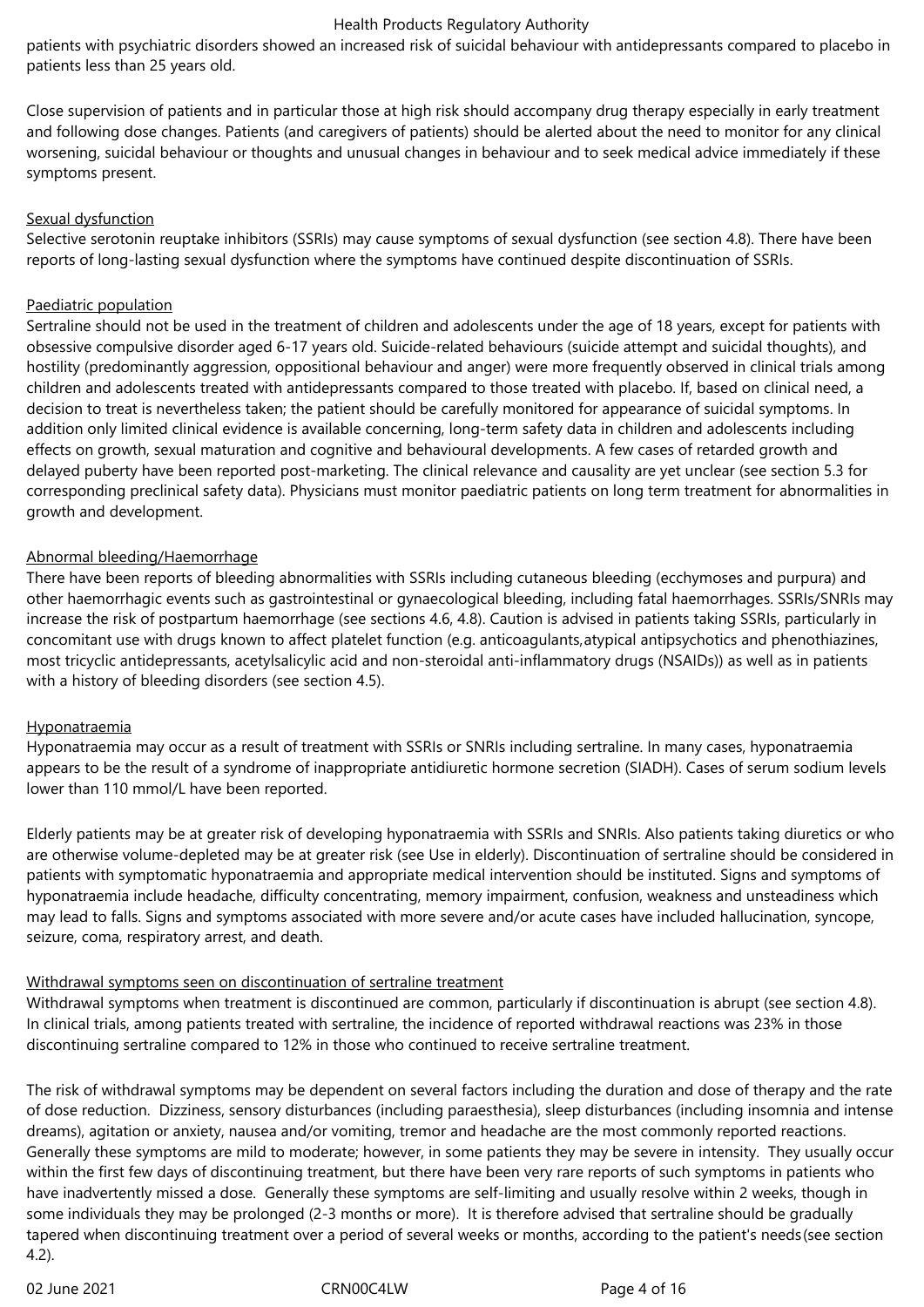patients with psychiatric disorders showed an increased risk of suicidal behaviour with antidepressants compared to placebo in patients less than 25 years old.

Close supervision of patients and in particular those at high risk should accompany drug therapy especially in early treatment and following dose changes. Patients (and caregivers of patients) should be alerted about the need to monitor for any clinical worsening, suicidal behaviour or thoughts and unusual changes in behaviour and to seek medical advice immediately if these symptoms present.

Sexual dysfunction

Selective serotonin reuptake inhibitors (SSRIs) may cause symptoms of sexual dysfunction (see section 4.8). There have been reports of long-lasting sexual dysfunction where the symptoms have continued despite discontinuation of SSRIs.

Paediatric population

Sertraline should not be used in the treatment of children and adolescents under the age of 18 years, except for patients with obsessive compulsive disorder aged 6-17 years old. Suicide-related behaviours (suicide attempt and suicidal thoughts), and hostility (predominantly aggression, oppositional behaviour and anger) were more frequently observed in clinical trials among children and adolescents treated with antidepressants compared to those treated with placebo. If, based on clinical need, a decision to treat is nevertheless taken; the patient should be carefully monitored for appearance of suicidal symptoms. In addition only limited clinical evidence is available concerning, long-term safety data in children and adolescents including effects on growth, sexual maturation and cognitive and behavioural developments. A few cases of retarded growth and delayed puberty have been reported post-marketing. The clinical relevance and causality are yet unclear (see section 5.3 for corresponding preclinical safety data). Physicians must monitor paediatric patients on long term treatment for abnormalities in growth and development.

Abnormal bleeding/Haemorrhage

There have been reports of bleeding abnormalities with SSRIs including cutaneous bleeding (ecchymoses and purpura) and other haemorrhagic events such as gastrointestinal or gynaecological bleeding, including fatal haemorrhages. SSRIs/SNRIs may increase the risk of postpartum haemorrhage (see sections 4.6, 4.8). Caution is advised in patients taking SSRIs, particularly in concomitant use with drugs known to affect platelet function (e.g. anticoagulants,atypical antipsychotics and phenothiazines, most tricyclic antidepressants, acetylsalicylic acid and non-steroidal anti-inflammatory drugs (NSAIDs)) as well as in patients with a history of bleeding disorders (see section 4.5).

Hyponatraemia

Hyponatraemia may occur as a result of treatment with SSRIs or SNRIs including sertraline. In many cases, hyponatraemia appears to be the result of a syndrome of inappropriate antidiuretic hormone secretion (SIADH). Cases of serum sodium levels lower than 110 mmol/L have been reported.

Elderly patients may be at greater risk of developing hyponatraemia with SSRIs and SNRIs. Also patients taking diuretics or who are otherwise volume-depleted may be at greater risk (see Use in elderly). Discontinuation of sertraline should be considered in patients with symptomatic hyponatraemia and appropriate medical intervention should be instituted. Signs and symptoms of hyponatraemia include headache, difficulty concentrating, memory impairment, confusion, weakness and unsteadiness which may lead to falls. Signs and symptoms associated with more severe and/or acute cases have included hallucination, syncope, seizure, coma, respiratory arrest, and death.

Withdrawal symptoms seen on discontinuation of sertraline treatment

Withdrawal symptoms when treatment is discontinued are common, particularly if discontinuation is abrupt (see section 4.8). In clinical trials, among patients treated with sertraline, the incidence of reported withdrawal reactions was 23% in those discontinuing sertraline compared to 12% in those who continued to receive sertraline treatment.

The risk of withdrawal symptoms may be dependent on several factors including the duration and dose of therapy and the rate of dose reduction. Dizziness, sensory disturbances (including paraesthesia), sleep disturbances (including insomnia and intense dreams), agitation or anxiety, nausea and/or vomiting, tremor and headache are the most commonly reported reactions. Generally these symptoms are mild to moderate; however, in some patients they may be severe in intensity. They usually occur within the first few days of discontinuing treatment, but there have been very rare reports of such symptoms in patients who have inadvertently missed a dose. Generally these symptoms are self-limiting and usually resolve within 2 weeks, though in some individuals they may be prolonged (2-3 months or more). It is therefore advised that sertraline should be gradually tapered when discontinuing treatment over a period of several weeks or months, according to the patient's needs (see section 4.2).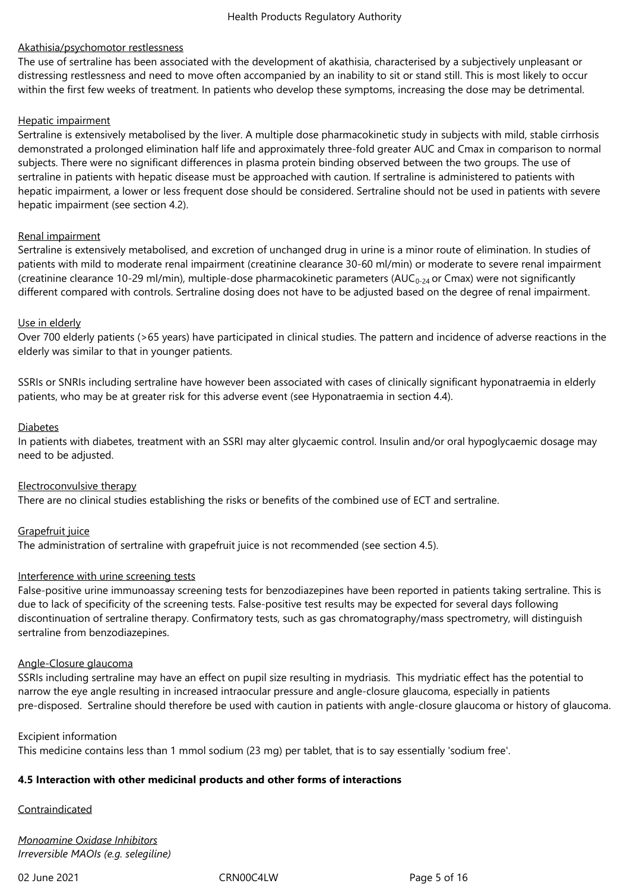Akathisia/psychomotor restlessness

The use of sertraline has been associated with the development of akathisia, characterised by a subjectively unpleasant or distressing restlessness and need to move often accompanied by an inability to sit or stand still. This is most likely to occur within the first few weeks of treatment. In patients who develop these symptoms, increasing the dose may be detrimental.

Hepatic impairment

Sertraline is extensively metabolised by the liver. A multiple dose pharmacokinetic study in subjects with mild, stable cirrhosis demonstrated a prolonged elimination half life and approximately three-fold greater AUC and Cmax in comparison to normal subjects. There were no significant differences in plasma protein binding observed between the two groups. The use of sertraline in patients with hepatic disease must be approached with caution. If sertraline is administered to patients with hepatic impairment, a lower or less frequent dose should be considered. Sertraline should not be used in patients with severe hepatic impairment (see section 4.2).

Renal impairment

Sertraline is extensively metabolised, and excretion of unchanged drug in urine is a minor route of elimination. In studies of patients with mild to moderate renal impairment (creatinine clearance 30-60 ml/min) or moderate to severe renal impairment (creatinine clearance 10-29 ml/min), multiple-dose pharmacokinetic parameters ($AUC_{0-24}$ or Cmax) were not significantly different compared with controls. Sertraline dosing does not have to be adjusted based on the degree of renal impairment.

Use in elderly

Over 700 elderly patients (>65 years) have participated in clinical studies. The pattern and incidence of adverse reactions in the elderly was similar to that in younger patients.

SSRIs or SNRIs including sertraline have however been associated with cases of clinically significant hyponatraemia in elderly patients, who may be at greater risk for this adverse event (see Hyponatraemia in section 4.4).

Diabetes

In patients with diabetes, treatment with an SSRI may alter glycaemic control. Insulin and/or oral hypoglycaemic dosage may need to be adjusted.

Electroconvulsive therapy

There are no clinical studies establishing the risks or benefits of the combined use of ECT and sertraline.

Grapefruit juice

The administration of sertraline with grapefruit juice is not recommended (see section 4.5).

Interference with urine screening tests

False-positive urine immunoassay screening tests for benzodiazepines have been reported in patients taking sertraline. This is due to lack of specificity of the screening tests. False-positive test results may be expected for several days following discontinuation of sertraline therapy. Confirmatory tests, such as gas chromatography/mass spectrometry, will distinguish sertraline from benzodiazepines.

Angle-Closure glaucoma

SSRIs including sertraline may have an effect on pupil size resulting in mydriasis. This mydriatic effect has the potential to narrow the eye angle resulting in increased intraocular pressure and angle-closure glaucoma, especially in patients pre-disposed. Sertraline should therefore be used with caution in patients with angle-closure glaucoma or history of glaucoma.

Excipient information

This medicine contains less than 1 mmol sodium (23 mg) per tablet, that is to say essentially 'sodium free'.

**4.5 Interaction with other medicinal products and other forms of interactions**

Contraindicated

*Monoamine Oxidase Inhibitors*

*Irreversible MAOIs (e.g. selegiline)*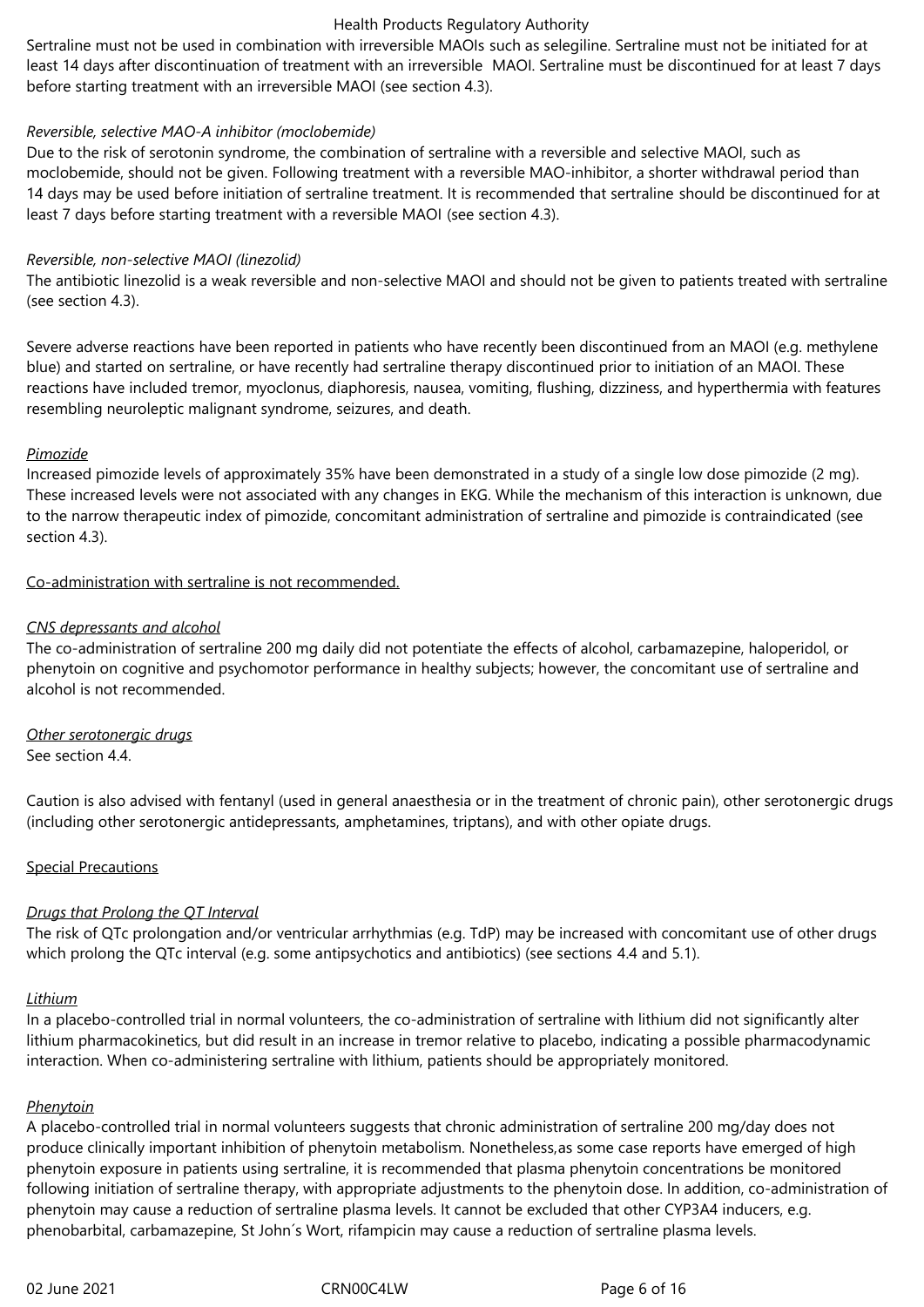Sertraline must not be used in combination with irreversible MAOIs such as selegiline. Sertraline must not be initiated for at least 14 days after discontinuation of treatment with an irreversible MAOI. Sertraline must be discontinued for at least 7 days before starting treatment with an irreversible MAOI (see section 4.3).

*Reversible, selective MAO-A inhibitor (moclobemide)*

Due to the risk of serotonin syndrome, the combination of sertraline with a reversible and selective MAOI, such as moclobemide, should not be given. Following treatment with a reversible MAO-inhibitor, a shorter withdrawal period than 14 days may be used before initiation of sertraline treatment. It is recommended that sertraline should be discontinued for at least 7 days before starting treatment with a reversible MAOI (see section 4.3).

*Reversible, non-selective MAOI (linezolid)*

The antibiotic linezolid is a weak reversible and non-selective MAOI and should not be given to patients treated with sertraline (see section 4.3).

Severe adverse reactions have been reported in patients who have recently been discontinued from an MAOI (e.g. methylene blue) and started on sertraline, or have recently had sertraline therapy discontinued prior to initiation of an MAOI. These reactions have included tremor, myoclonus, diaphoresis, nausea, vomiting, flushing, dizziness, and hyperthermia with features resembling neuroleptic malignant syndrome, seizures, and death.

*Pimozide*

Increased pimozide levels of approximately 35% have been demonstrated in a study of a single low dose pimozide (2 mg). These increased levels were not associated with any changes in EKG. While the mechanism of this interaction is unknown, due to the narrow therapeutic index of pimozide, concomitant administration of sertraline and pimozide is contraindicated (see section 4.3).

Co-administration with sertraline is not recommended.

*CNS depressants and alcohol*

The co-administration of sertraline 200 mg daily did not potentiate the effects of alcohol, carbamazepine, haloperidol, or phenytoin on cognitive and psychomotor performance in healthy subjects; however, the concomitant use of sertraline and alcohol is not recommended.

*Other serotonergic drugs*

See section 4.4.

Caution is also advised with fentanyl (used in general anaesthesia or in the treatment of chronic pain), other serotonergic drugs (including other serotonergic antidepressants, amphetamines, triptans), and with other opiate drugs.

Special Precautions

*Drugs that Prolong the QT Interval*

The risk of QTc prolongation and/or ventricular arrhythmias (e.g. TdP) may be increased with concomitant use of other drugs which prolong the QTc interval (e.g. some antipsychotics and antibiotics) (see sections 4.4 and 5.1).

*Lithium*

In a placebo-controlled trial in normal volunteers, the co-administration of sertraline with lithium did not significantly alter lithium pharmacokinetics, but did result in an increase in tremor relative to placebo, indicating a possible pharmacodynamic interaction. When co-administering sertraline with lithium, patients should be appropriately monitored.

*Phenytoin*

A placebo-controlled trial in normal volunteers suggests that chronic administration of sertraline 200 mg/day does not produce clinically important inhibition of phenytoin metabolism. Nonetheless,as some case reports have emerged of high phenytoin exposure in patients using sertraline, it is recommended that plasma phenytoin concentrations be monitored following initiation of sertraline therapy, with appropriate adjustments to the phenytoin dose. In addition, co-administration of phenytoin may cause a reduction of sertraline plasma levels. It cannot be excluded that other CYP3A4 inducers, e.g. phenobarbital, carbamazepine, St John´s Wort, rifampicin may cause a reduction of sertraline plasma levels.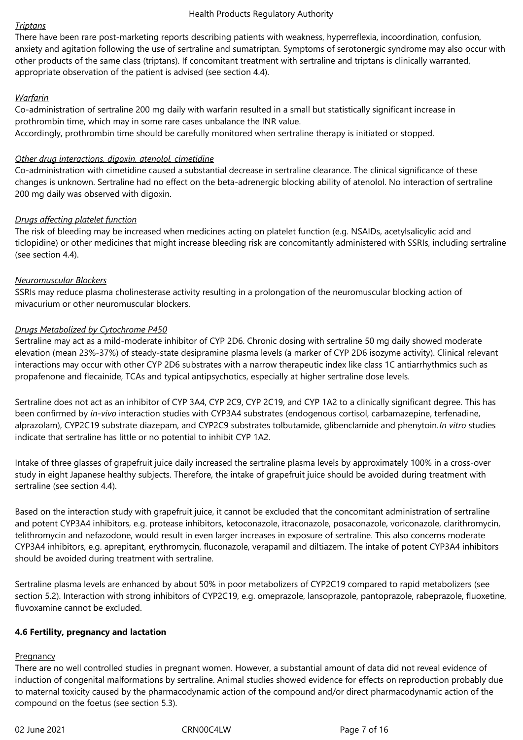*Triptans*

There have been rare post-marketing reports describing patients with weakness, hyperreflexia, incoordination, confusion, anxiety and agitation following the use of sertraline and sumatriptan. Symptoms of serotonergic syndrome may also occur with other products of the same class (triptans). If concomitant treatment with sertraline and triptans is clinically warranted, appropriate observation of the patient is advised (see section 4.4).

*Warfarin*

Co-administration of sertraline 200 mg daily with warfarin resulted in a small but statistically significant increase in prothrombin time, which may in some rare cases unbalance the INR value.
Accordingly, prothrombin time should be carefully monitored when sertraline therapy is initiated or stopped.

*Other drug interactions, digoxin, atenolol, cimetidine*

Co-administration with cimetidine caused a substantial decrease in sertraline clearance. The clinical significance of these changes is unknown. Sertraline had no effect on the beta-adrenergic blocking ability of atenolol. No interaction of sertraline 200 mg daily was observed with digoxin.

*Drugs affecting platelet function*

The risk of bleeding may be increased when medicines acting on platelet function (e.g. NSAIDs, acetylsalicylic acid and ticlopidine) or other medicines that might increase bleeding risk are concomitantly administered with SSRIs, including sertraline (see section 4.4).

*Neuromuscular Blockers*

SSRIs may reduce plasma cholinesterase activity resulting in a prolongation of the neuromuscular blocking action of mivacurium or other neuromuscular blockers.

*Drugs Metabolized by Cytochrome P450*

Sertraline may act as a mild-moderate inhibitor of CYP 2D6. Chronic dosing with sertraline 50 mg daily showed moderate elevation (mean 23%-37%) of steady-state desipramine plasma levels (a marker of CYP 2D6 isozyme activity). Clinical relevant interactions may occur with other CYP 2D6 substrates with a narrow therapeutic index like class 1C antiarrhythmics such as propafenone and flecainide, TCAs and typical antipsychotics, especially at higher sertraline dose levels.

Sertraline does not act as an inhibitor of CYP 3A4, CYP 2C9, CYP 2C19, and CYP 1A2 to a clinically significant degree. This has been confirmed by *in-vivo* interaction studies with CYP3A4 substrates (endogenous cortisol, carbamazepine, terfenadine, alprazolam), CYP2C19 substrate diazepam, and CYP2C9 substrates tolbutamide, glibenclamide and phenytoin.*In vitro* studies indicate that sertraline has little or no potential to inhibit CYP 1A2.

Intake of three glasses of grapefruit juice daily increased the sertraline plasma levels by approximately 100% in a cross-over study in eight Japanese healthy subjects. Therefore, the intake of grapefruit juice should be avoided during treatment with sertraline (see section 4.4).

Based on the interaction study with grapefruit juice, it cannot be excluded that the concomitant administration of sertraline and potent CYP3A4 inhibitors, e.g. protease inhibitors, ketoconazole, itraconazole, posaconazole, voriconazole, clarithromycin, telithromycin and nefazodone, would result in even larger increases in exposure of sertraline. This also concerns moderate CYP3A4 inhibitors, e.g. aprepitant, erythromycin, fluconazole, verapamil and diltiazem. The intake of potent CYP3A4 inhibitors should be avoided during treatment with sertraline.

Sertraline plasma levels are enhanced by about 50% in poor metabolizers of CYP2C19 compared to rapid metabolizers (see section 5.2). Interaction with strong inhibitors of CYP2C19, e.g. omeprazole, lansoprazole, pantoprazole, rabeprazole, fluoxetine, fluvoxamine cannot be excluded.

**4.6 Fertility, pregnancy and lactation**

Pregnancy

There are no well controlled studies in pregnant women. However, a substantial amount of data did not reveal evidence of induction of congenital malformations by sertraline. Animal studies showed evidence for effects on reproduction probably due to maternal toxicity caused by the pharmacodynamic action of the compound and/or direct pharmacodynamic action of the compound on the foetus (see section 5.3).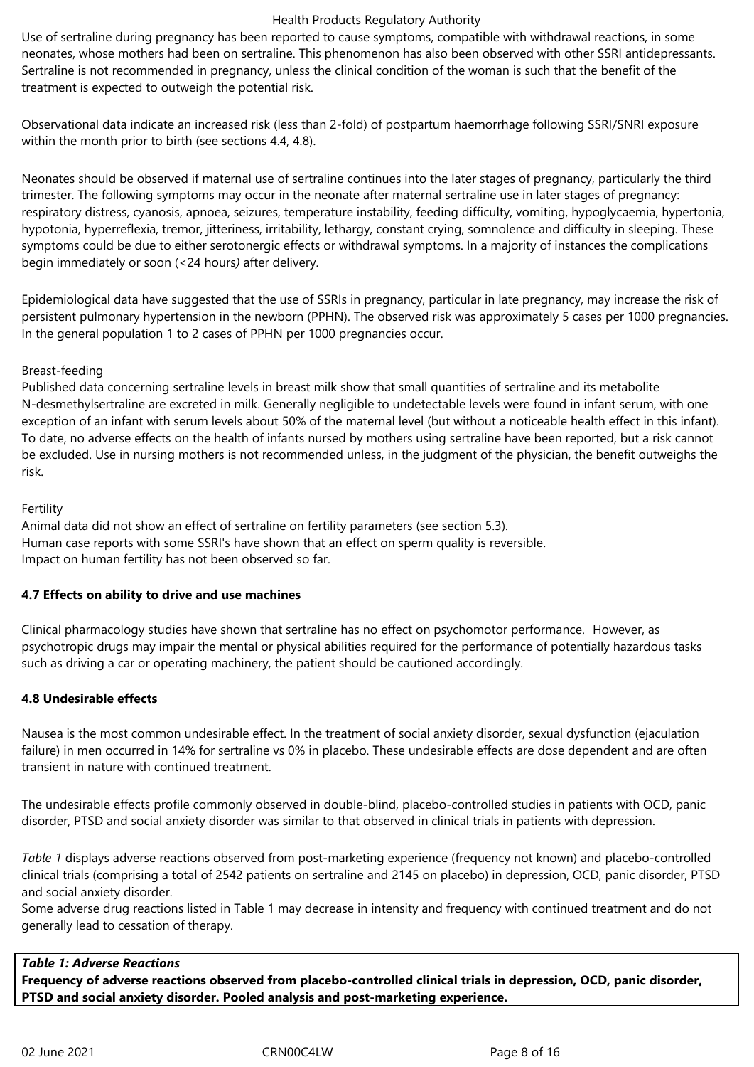Use of sertraline during pregnancy has been reported to cause symptoms, compatible with withdrawal reactions, in some neonates, whose mothers had been on sertraline. This phenomenon has also been observed with other SSRI antidepressants. Sertraline is not recommended in pregnancy, unless the clinical condition of the woman is such that the benefit of the treatment is expected to outweigh the potential risk.

Observational data indicate an increased risk (less than 2-fold) of postpartum haemorrhage following SSRI/SNRI exposure within the month prior to birth (see sections 4.4, 4.8).

Neonates should be observed if maternal use of sertraline continues into the later stages of pregnancy, particularly the third trimester. The following symptoms may occur in the neonate after maternal sertraline use in later stages of pregnancy: respiratory distress, cyanosis, apnoea, seizures, temperature instability, feeding difficulty, vomiting, hypoglycaemia, hypertonia, hypotonia, hyperreflexia, tremor, jitteriness, irritability, lethargy, constant crying, somnolence and difficulty in sleeping. These symptoms could be due to either serotonergic effects or withdrawal symptoms. In a majority of instances the complications begin immediately or soon (<24 hours) after delivery.

Epidemiological data have suggested that the use of SSRIs in pregnancy, particular in late pregnancy, may increase the risk of persistent pulmonary hypertension in the newborn (PPHN). The observed risk was approximately 5 cases per 1000 pregnancies. In the general population 1 to 2 cases of PPHN per 1000 pregnancies occur.

Breast-feeding

Published data concerning sertraline levels in breast milk show that small quantities of sertraline and its metabolite N-desmethylsertraline are excreted in milk. Generally negligible to undetectable levels were found in infant serum, with one exception of an infant with serum levels about 50% of the maternal level (but without a noticeable health effect in this infant). To date, no adverse effects on the health of infants nursed by mothers using sertraline have been reported, but a risk cannot be excluded. Use in nursing mothers is not recommended unless, in the judgment of the physician, the benefit outweighs the risk.

Fertility

Animal data did not show an effect of sertraline on fertility parameters (see section 5.3).
Human case reports with some SSRI's have shown that an effect on sperm quality is reversible.
Impact on human fertility has not been observed so far.

**4.7 Effects on ability to drive and use machines**

Clinical pharmacology studies have shown that sertraline has no effect on psychomotor performance. However, as psychotropic drugs may impair the mental or physical abilities required for the performance of potentially hazardous tasks such as driving a car or operating machinery, the patient should be cautioned accordingly.

**4.8 Undesirable effects**

Nausea is the most common undesirable effect. In the treatment of social anxiety disorder, sexual dysfunction (ejaculation failure) in men occurred in 14% for sertraline vs 0% in placebo. These undesirable effects are dose dependent and are often transient in nature with continued treatment.

The undesirable effects profile commonly observed in double-blind, placebo-controlled studies in patients with OCD, panic disorder, PTSD and social anxiety disorder was similar to that observed in clinical trials in patients with depression.

*Table 1* displays adverse reactions observed from post-marketing experience (frequency not known) and placebo-controlled clinical trials (comprising a total of 2542 patients on sertraline and 2145 on placebo) in depression, OCD, panic disorder, PTSD and social anxiety disorder.
Some adverse drug reactions listed in Table 1 may decrease in intensity and frequency with continued treatment and do not generally lead to cessation of therapy.

***Table 1: Adverse Reactions***
**Frequency of adverse reactions observed from placebo-controlled clinical trials in depression, OCD, panic disorder, PTSD and social anxiety disorder. Pooled analysis and post-marketing experience.**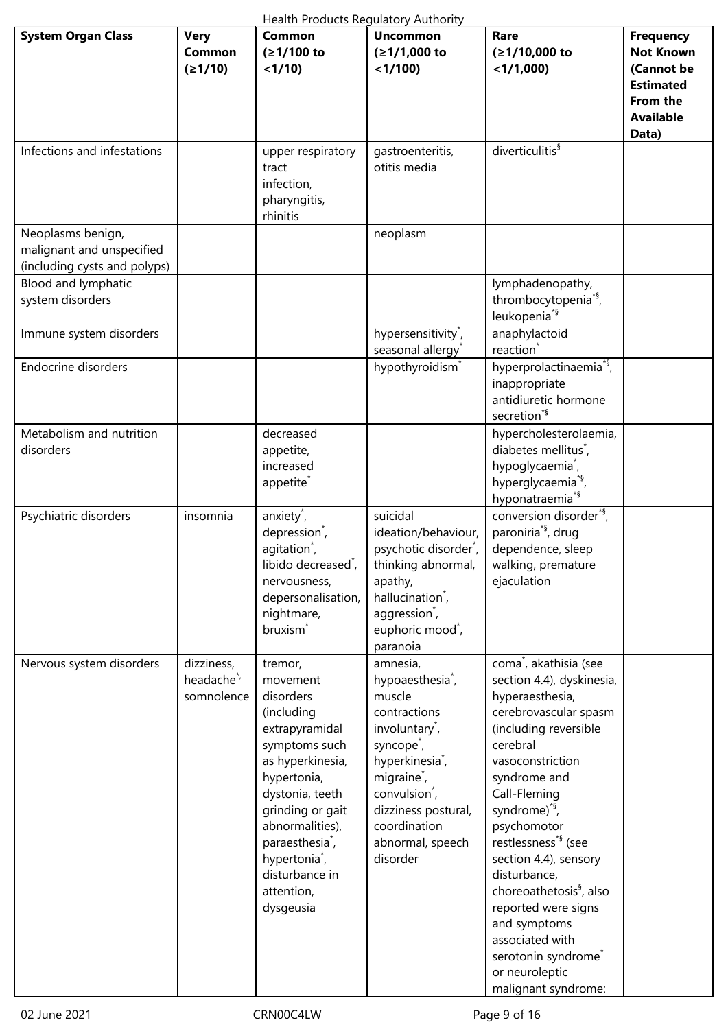| System Organ Class | Very Common (≥1/10) | Common (≥1/100 to <1/10) | Uncommon (≥1/1,000 to <1/100) | Rare (≥1/10,000 to <1/1,000) | Frequency Not Known (Cannot be Estimated From the Available Data) |
|---|---|---|---|---|---|
| Infections and infestations | | upper respiratory tract infection, pharyngitis, rhinitis | gastroenteritis, otitis media | diverticulitis§ | |
| Neoplasms benign, malignant and unspecified (including cysts and polyps) | | | neoplasm | | |
| Blood and lymphatic system disorders | | | | lymphadenopathy, thrombocytopenia*§, leukopenia*§ | |
| Immune system disorders | | | hypersensitivity*, seasonal allergy* | anaphylactoid reaction* | |
| Endocrine disorders | | | hypothyroidism* | hyperprolactinaemia*§, inappropriate antidiuretic hormone secretion*§ | |
| Metabolism and nutrition disorders | | decreased appetite, increased appetite* | | hypercholesterolaemia, diabetes mellitus*, hypoglycaemia*, hyperglycaemia*§, hyponatraemia*§ | |
| Psychiatric disorders | insomnia | anxiety*, depression*, agitation*, libido decreased*, nervousness, depersonalisation, nightmare, bruxism* | suicidal ideation/behaviour, psychotic disorder*, thinking abnormal, apathy, hallucination*, aggression*, euphoric mood*, paranoia | conversion disorder*§, paroniria*§, drug dependence, sleep walking, premature ejaculation | |
| Nervous system disorders | dizziness, headache*, somnolence | tremor, movement disorders (including extrapyramidal symptoms such as hyperkinesia, hypertonia, dystonia, teeth grinding or gait abnormalities), paraesthesia*, hypertonia*, disturbance in attention, dysgeusia | amnesia, hypoaesthesia*, muscle contractions involuntary*, syncope*, hyperkinesia*, migraine*, convulsion*, dizziness postural, coordination abnormal, speech disorder | coma*, akathisia (see section 4.4), dyskinesia, hyperaesthesia, cerebrovascular spasm (including reversible cerebral vasoconstriction syndrome and Call-Fleming syndrome)*§, psychomotor restlessness*§ (see section 4.4), sensory disturbance, choreoathetosis§, also reported were signs and symptoms associated with serotonin syndrome* or neuroleptic malignant syndrome: | |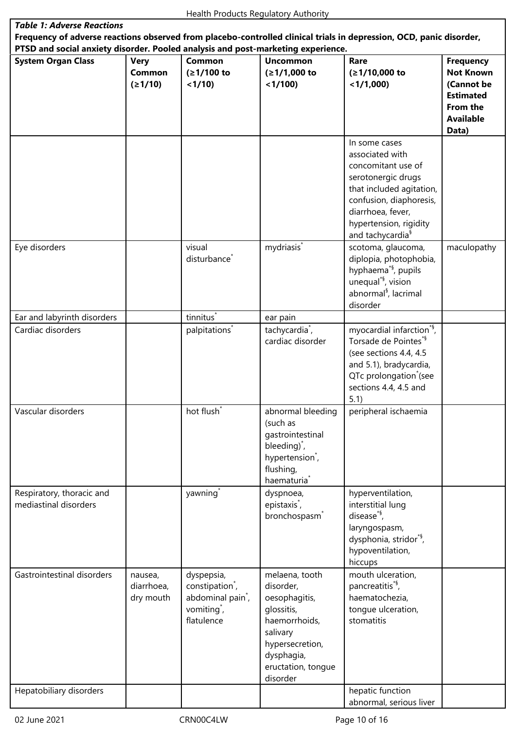*Table 1: Adverse Reactions*

**Frequency of adverse reactions observed from placebo-controlled clinical trials in depression, OCD, panic disorder, PTSD and social anxiety disorder. Pooled analysis and post-marketing experience.**

| System Organ Class | Very Common (≥1/10) | Common (≥1/100 to <1/10) | Uncommon (≥1/1,000 to <1/100) | Rare (≥1/10,000 to <1/1,000) | Frequency Not Known (Cannot be Estimated From the Available Data) |
|---|---|---|---|---|---|
| | | | | In some cases associated with concomitant use of serotonergic drugs that included agitation, confusion, diaphoresis, diarrhoea, fever, hypertension, rigidity and tachycardia§ | |
| Eye disorders | | visual disturbance* | mydriasis* | scotoma, glaucoma, diplopia, photophobia, hyphaema*§, pupils unequal*§, vision abnormal§, lacrimal disorder | maculopathy |
| Ear and labyrinth disorders | | tinnitus* | ear pain | | |
| Cardiac disorders | | palpitations* | tachycardia*, cardiac disorder | myocardial infarction*§, Torsade de Pointes*§ (see sections 4.4, 4.5 and 5.1), bradycardia, QTc prolongation* (see sections 4.4, 4.5 and 5.1) | |
| Vascular disorders | | hot flush* | abnormal bleeding (such as gastrointestinal bleeding)*, hypertension*, flushing, haematuria* | peripheral ischaemia | |
| Respiratory, thoracic and mediastinal disorders | | yawning* | dyspnoea, epistaxis*, bronchospasm* | hyperventilation, interstitial lung disease*§, laryngospasm, dysphonia, stridor*§, hypoventilation, hiccups | |
| Gastrointestinal disorders | nausea, diarrhoea, dry mouth | dyspepsia, constipation*, abdominal pain*, vomiting*, flatulence | melaena, tooth disorder, oesophagitis, glossitis, haemorrhoids, salivary hypersecretion, dysphagia, eructation, tongue disorder | mouth ulceration, pancreatitis*§, haematochezia, tongue ulceration, stomatitis | |
| Hepatobiliary disorders | | | | hepatic function abnormal, serious liver | |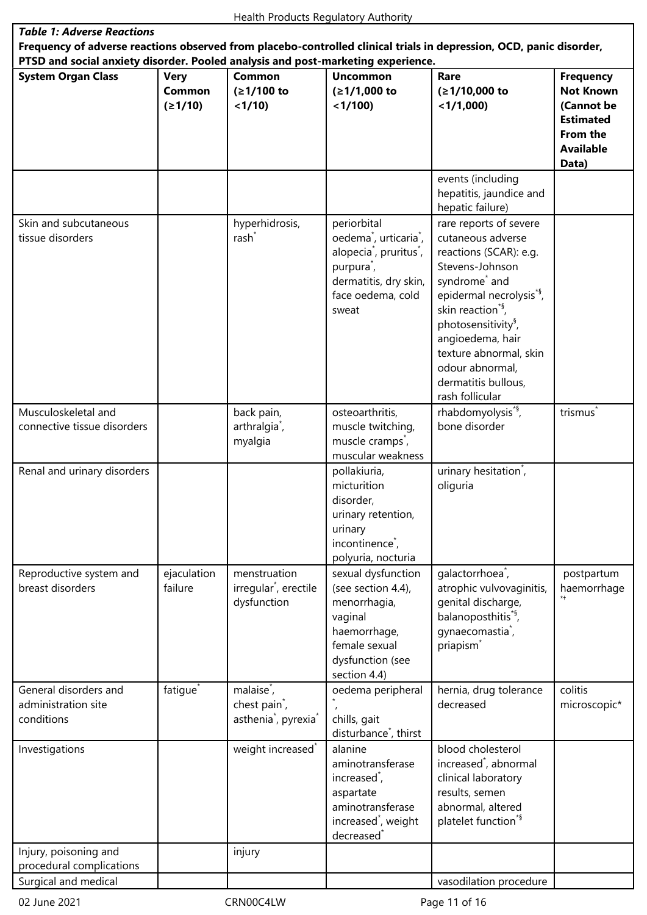***Table 1: Adverse Reactions***

**Frequency of adverse reactions observed from placebo-controlled clinical trials in depression, OCD, panic disorder, PTSD and social anxiety disorder. Pooled analysis and post-marketing experience.**

| System Organ Class | Very Common (≥1/10) | Common (≥1/100 to <1/10) | Uncommon (≥1/1,000 to <1/100) | Rare (≥1/10,000 to <1/1,000) | Frequency Not Known (Cannot be Estimated From the Available Data) |
|---|---|---|---|---|---|
| | | | | events (including hepatitis, jaundice and hepatic failure) | |
| Skin and subcutaneous tissue disorders | | hyperhidrosis, rash* | periorbital oedema*, urticaria*, alopecia*, pruritus*, purpura*, dermatitis, dry skin, face oedema, cold sweat | rare reports of severe cutaneous adverse reactions (SCAR): e.g. Stevens-Johnson syndrome* and epidermal necrolysis*§, skin reaction*§, photosensitivity§, angioedema, hair texture abnormal, skin odour abnormal, dermatitis bullous, rash follicular | |
| Musculoskeletal and connective tissue disorders | | back pain, arthralgia*, myalgia | osteoarthritis, muscle twitching, muscle cramps*, muscular weakness | rhabdomyolysis*§, bone disorder | trismus* |
| Renal and urinary disorders | | | pollakiuria, micturition disorder, urinary retention, urinary incontinence*, polyuria, nocturia | urinary hesitation*, oliguria | |
| Reproductive system and breast disorders | ejaculation failure | menstruation irregular*, erectile dysfunction | sexual dysfunction (see section 4.4), menorrhagia, vaginal haemorrhage, female sexual dysfunction (see section 4.4) | galactorrhoea*, atrophic vulvovaginitis, genital discharge, balanoposthitis*§, gynaecomastia*, priapism* | postpartum haemorrhage*† |
| General disorders and administration site conditions | fatigue* | malaise*, chest pain*, asthenia*, pyrexia* | oedema peripheral*, chills, gait disturbance*, thirst | hernia, drug tolerance decreased | colitis microscopic* |
| Investigations | | weight increased* | alanine aminotransferase increased*, aspartate aminotransferase increased*, weight decreased* | blood cholesterol increased*, abnormal clinical laboratory results, semen abnormal, altered platelet function*§ | |
| Injury, poisoning and procedural complications | | injury | | | |
| Surgical and medical | | | | vasodilation procedure | |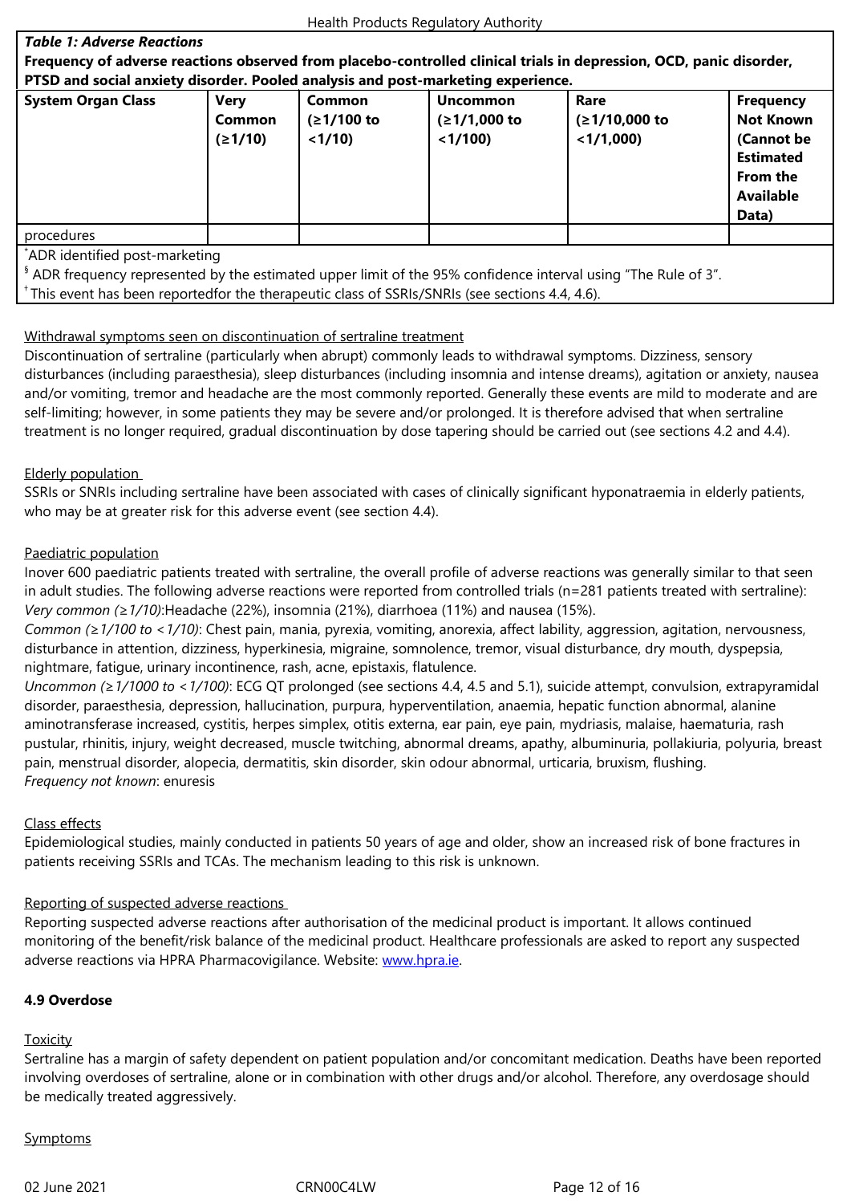**Table 1: Adverse Reactions**
**Frequency of adverse reactions observed from placebo-controlled clinical trials in depression, OCD, panic disorder, PTSD and social anxiety disorder. Pooled analysis and post-marketing experience.**

| System Organ Class | Very Common (≥1/10) | Common (≥1/100 to <1/10) | Uncommon (≥1/1,000 to <1/100) | Rare (≥1/10,000 to <1/1,000) | Frequency Not Known (Cannot be Estimated From the Available Data) |
|---|---|---|---|---|---|
| procedures | | | | | |

*ADR identified post-marketing
§ ADR frequency represented by the estimated upper limit of the 95% confidence interval using "The Rule of 3".
† This event has been reportedfor the therapeutic class of SSRIs/SNRIs (see sections 4.4, 4.6).

Withdrawal symptoms seen on discontinuation of sertraline treatment
Discontinuation of sertraline (particularly when abrupt) commonly leads to withdrawal symptoms. Dizziness, sensory disturbances (including paraesthesia), sleep disturbances (including insomnia and intense dreams), agitation or anxiety, nausea and/or vomiting, tremor and headache are the most commonly reported. Generally these events are mild to moderate and are self-limiting; however, in some patients they may be severe and/or prolonged. It is therefore advised that when sertraline treatment is no longer required, gradual discontinuation by dose tapering should be carried out (see sections 4.2 and 4.4).

Elderly population
SSRIs or SNRIs including sertraline have been associated with cases of clinically significant hyponatraemia in elderly patients, who may be at greater risk for this adverse event (see section 4.4).

Paediatric population
Inover 600 paediatric patients treated with sertraline, the overall profile of adverse reactions was generally similar to that seen in adult studies. The following adverse reactions were reported from controlled trials (n=281 patients treated with sertraline):
*Very common (≥1/10)*:Headache (22%), insomnia (21%), diarrhoea (11%) and nausea (15%).
*Common (≥1/100 to <1/10)*: Chest pain, mania, pyrexia, vomiting, anorexia, affect lability, aggression, agitation, nervousness, disturbance in attention, dizziness, hyperkinesia, migraine, somnolence, tremor, visual disturbance, dry mouth, dyspepsia, nightmare, fatigue, urinary incontinence, rash, acne, epistaxis, flatulence.
*Uncommon (≥1/1000 to <1/100)*: ECG QT prolonged (see sections 4.4, 4.5 and 5.1), suicide attempt, convulsion, extrapyramidal disorder, paraesthesia, depression, hallucination, purpura, hyperventilation, anaemia, hepatic function abnormal, alanine aminotransferase increased, cystitis, herpes simplex, otitis externa, ear pain, eye pain, mydriasis, malaise, haematuria, rash pustular, rhinitis, injury, weight decreased, muscle twitching, abnormal dreams, apathy, albuminuria, pollakiuria, polyuria, breast pain, menstrual disorder, alopecia, dermatitis, skin disorder, skin odour abnormal, urticaria, bruxism, flushing.
*Frequency not known*: enuresis

Class effects
Epidemiological studies, mainly conducted in patients 50 years of age and older, show an increased risk of bone fractures in patients receiving SSRIs and TCAs. The mechanism leading to this risk is unknown.

Reporting of suspected adverse reactions
Reporting suspected adverse reactions after authorisation of the medicinal product is important. It allows continued monitoring of the benefit/risk balance of the medicinal product. Healthcare professionals are asked to report any suspected adverse reactions via HPRA Pharmacovigilance. Website: www.hpra.ie.

**4.9 Overdose**

Toxicity
Sertraline has a margin of safety dependent on patient population and/or concomitant medication. Deaths have been reported involving overdoses of sertraline, alone or in combination with other drugs and/or alcohol. Therefore, any overdosage should be medically treated aggressively.

Symptoms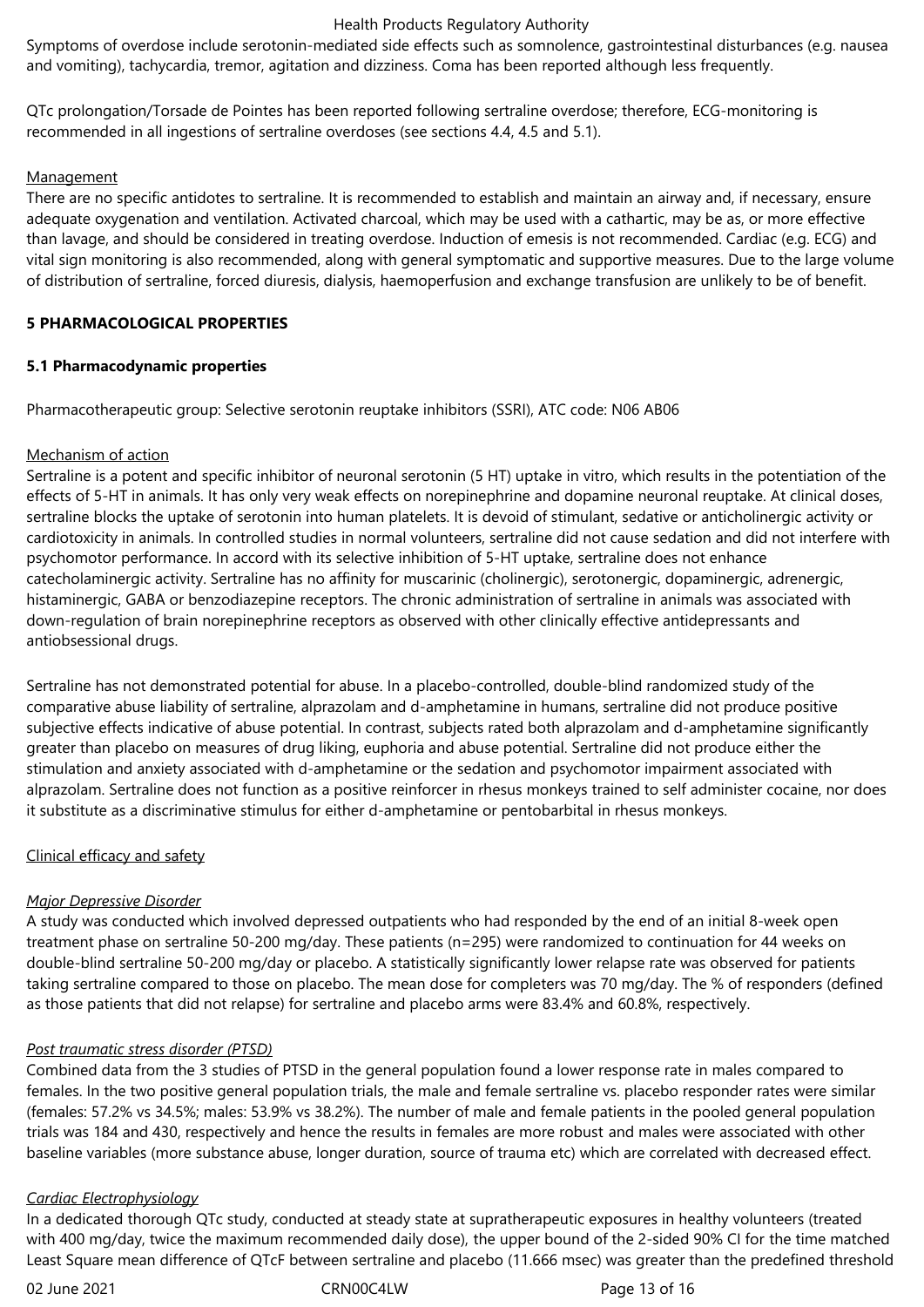Symptoms of overdose include serotonin-mediated side effects such as somnolence, gastrointestinal disturbances (e.g. nausea and vomiting), tachycardia, tremor, agitation and dizziness. Coma has been reported although less frequently.

QTc prolongation/Torsade de Pointes has been reported following sertraline overdose; therefore, ECG-monitoring is recommended in all ingestions of sertraline overdoses (see sections 4.4, 4.5 and 5.1).

Management

There are no specific antidotes to sertraline. It is recommended to establish and maintain an airway and, if necessary, ensure adequate oxygenation and ventilation. Activated charcoal, which may be used with a cathartic, may be as, or more effective than lavage, and should be considered in treating overdose. Induction of emesis is not recommended. Cardiac (e.g. ECG) and vital sign monitoring is also recommended, along with general symptomatic and supportive measures. Due to the large volume of distribution of sertraline, forced diuresis, dialysis, haemoperfusion and exchange transfusion are unlikely to be of benefit.

## 5 PHARMACOLOGICAL PROPERTIES

### 5.1 Pharmacodynamic properties

Pharmacotherapeutic group: Selective serotonin reuptake inhibitors (SSRI), ATC code: N06 AB06

Mechanism of action

Sertraline is a potent and specific inhibitor of neuronal serotonin (5 HT) uptake in vitro, which results in the potentiation of the effects of 5-HT in animals. It has only very weak effects on norepinephrine and dopamine neuronal reuptake. At clinical doses, sertraline blocks the uptake of serotonin into human platelets. It is devoid of stimulant, sedative or anticholinergic activity or cardiotoxicity in animals. In controlled studies in normal volunteers, sertraline did not cause sedation and did not interfere with psychomotor performance. In accord with its selective inhibition of 5-HT uptake, sertraline does not enhance catecholaminergic activity. Sertraline has no affinity for muscarinic (cholinergic), serotonergic, dopaminergic, adrenergic, histaminergic, GABA or benzodiazepine receptors. The chronic administration of sertraline in animals was associated with down-regulation of brain norepinephrine receptors as observed with other clinically effective antidepressants and antiobsessional drugs.

Sertraline has not demonstrated potential for abuse. In a placebo-controlled, double-blind randomized study of the comparative abuse liability of sertraline, alprazolam and d-amphetamine in humans, sertraline did not produce positive subjective effects indicative of abuse potential. In contrast, subjects rated both alprazolam and d-amphetamine significantly greater than placebo on measures of drug liking, euphoria and abuse potential. Sertraline did not produce either the stimulation and anxiety associated with d-amphetamine or the sedation and psychomotor impairment associated with alprazolam. Sertraline does not function as a positive reinforcer in rhesus monkeys trained to self administer cocaine, nor does it substitute as a discriminative stimulus for either d-amphetamine or pentobarbital in rhesus monkeys.

Clinical efficacy and safety

*Major Depressive Disorder*

A study was conducted which involved depressed outpatients who had responded by the end of an initial 8-week open treatment phase on sertraline 50-200 mg/day. These patients (n=295) were randomized to continuation for 44 weeks on double-blind sertraline 50-200 mg/day or placebo. A statistically significantly lower relapse rate was observed for patients taking sertraline compared to those on placebo. The mean dose for completers was 70 mg/day. The % of responders (defined as those patients that did not relapse) for sertraline and placebo arms were 83.4% and 60.8%, respectively.

*Post traumatic stress disorder (PTSD)*

Combined data from the 3 studies of PTSD in the general population found a lower response rate in males compared to females. In the two positive general population trials, the male and female sertraline vs. placebo responder rates were similar (females: 57.2% vs 34.5%; males: 53.9% vs 38.2%). The number of male and female patients in the pooled general population trials was 184 and 430, respectively and hence the results in females are more robust and males were associated with other baseline variables (more substance abuse, longer duration, source of trauma etc) which are correlated with decreased effect.

*Cardiac Electrophysiology*

In a dedicated thorough QTc study, conducted at steady state at supratherapeutic exposures in healthy volunteers (treated with 400 mg/day, twice the maximum recommended daily dose), the upper bound of the 2-sided 90% CI for the time matched Least Square mean difference of QTcF between sertraline and placebo (11.666 msec) was greater than the predefined threshold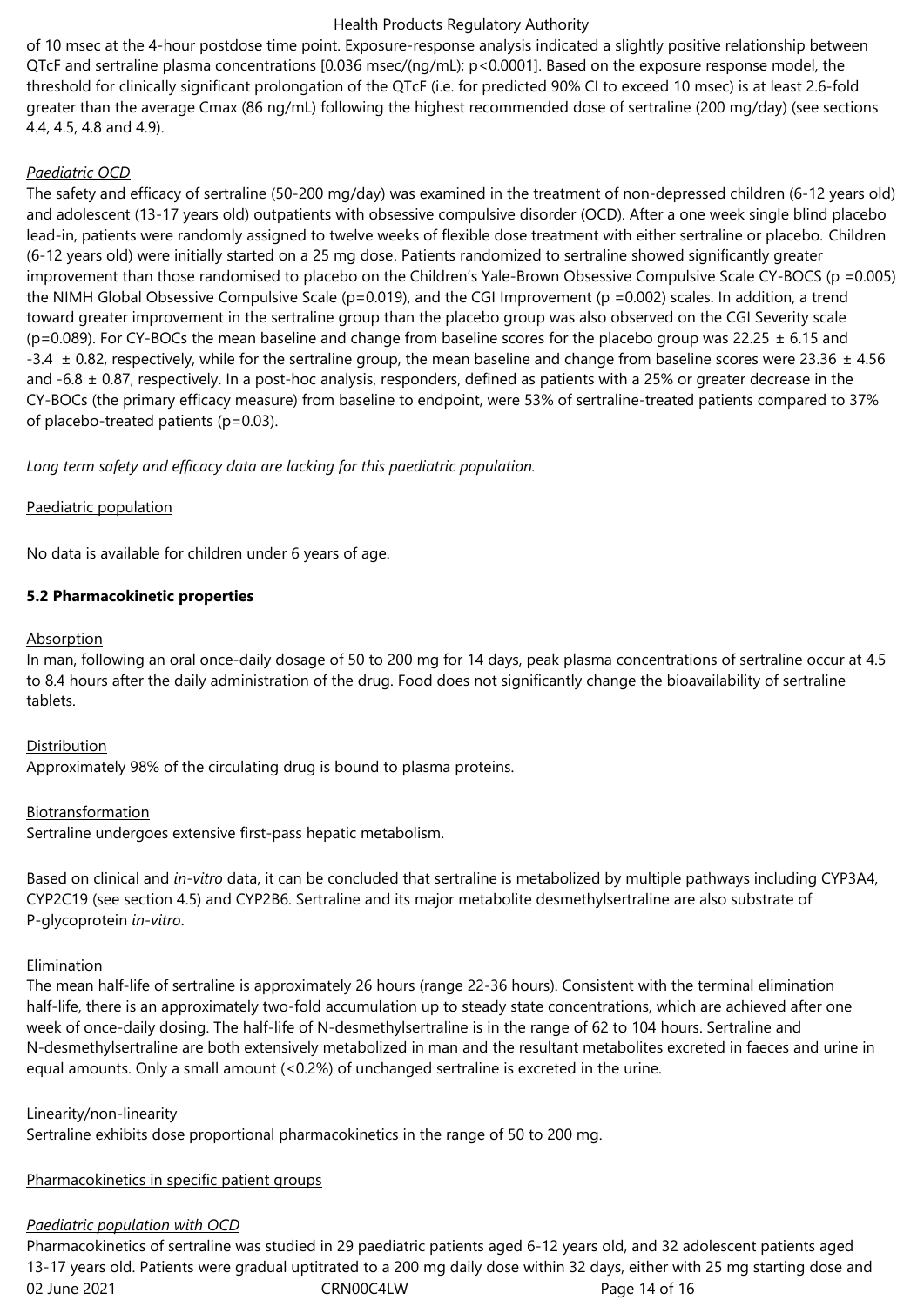of 10 msec at the 4-hour postdose time point. Exposure-response analysis indicated a slightly positive relationship between QTcF and sertraline plasma concentrations [0.036 msec/(ng/mL); $p<0.0001$]. Based on the exposure response model, the threshold for clinically significant prolongation of the QTcF (i.e. for predicted 90% CI to exceed 10 msec) is at least 2.6-fold greater than the average Cmax (86 ng/mL) following the highest recommended dose of sertraline (200 mg/day) (see sections 4.4, 4.5, 4.8 and 4.9).

*Paediatric OCD*

The safety and efficacy of sertraline (50-200 mg/day) was examined in the treatment of non-depressed children (6-12 years old) and adolescent (13-17 years old) outpatients with obsessive compulsive disorder (OCD). After a one week single blind placebo lead-in, patients were randomly assigned to twelve weeks of flexible dose treatment with either sertraline or placebo. Children (6-12 years old) were initially started on a 25 mg dose. Patients randomized to sertraline showed significantly greater improvement than those randomised to placebo on the Children's Yale-Brown Obsessive Compulsive Scale CY-BOCS ($p=0.005$) the NIMH Global Obsessive Compulsive Scale ($p=0.019$), and the CGI Improvement ($p=0.002$) scales. In addition, a trend toward greater improvement in the sertraline group than the placebo group was also observed on the CGI Severity scale ($p=0.089$). For CY-BOCs the mean baseline and change from baseline scores for the placebo group was $22.25 \pm 6.15$ and $-3.4 \pm 0.82$, respectively, while for the sertraline group, the mean baseline and change from baseline scores were $23.36 \pm 4.56$ and $-6.8 \pm 0.87$, respectively. In a post-hoc analysis, responders, defined as patients with a 25% or greater decrease in the CY-BOCs (the primary efficacy measure) from baseline to endpoint, were 53% of sertraline-treated patients compared to 37% of placebo-treated patients ($p=0.03$).

*Long term safety and efficacy data are lacking for this paediatric population.*

Paediatric population

No data is available for children under 6 years of age.

**5.2 Pharmacokinetic properties**

Absorption

In man, following an oral once-daily dosage of 50 to 200 mg for 14 days, peak plasma concentrations of sertraline occur at 4.5 to 8.4 hours after the daily administration of the drug. Food does not significantly change the bioavailability of sertraline tablets.

Distribution

Approximately 98% of the circulating drug is bound to plasma proteins.

Biotransformation

Sertraline undergoes extensive first-pass hepatic metabolism.

Based on clinical and *in-vitro* data, it can be concluded that sertraline is metabolized by multiple pathways including CYP3A4, CYP2C19 (see section 4.5) and CYP2B6. Sertraline and its major metabolite desmethylsertraline are also substrate of P-glycoprotein *in-vitro*.

Elimination

The mean half-life of sertraline is approximately 26 hours (range 22-36 hours). Consistent with the terminal elimination half-life, there is an approximately two-fold accumulation up to steady state concentrations, which are achieved after one week of once-daily dosing. The half-life of N-desmethylsertraline is in the range of 62 to 104 hours. Sertraline and N-desmethylsertraline are both extensively metabolized in man and the resultant metabolites excreted in faeces and urine in equal amounts. Only a small amount (<0.2%) of unchanged sertraline is excreted in the urine.

Linearity/non-linearity

Sertraline exhibits dose proportional pharmacokinetics in the range of 50 to 200 mg.

Pharmacokinetics in specific patient groups

*Paediatric population with OCD*

Pharmacokinetics of sertraline was studied in 29 paediatric patients aged 6-12 years old, and 32 adolescent patients aged 13-17 years old. Patients were gradual uptitrated to a 200 mg daily dose within 32 days, either with 25 mg starting dose and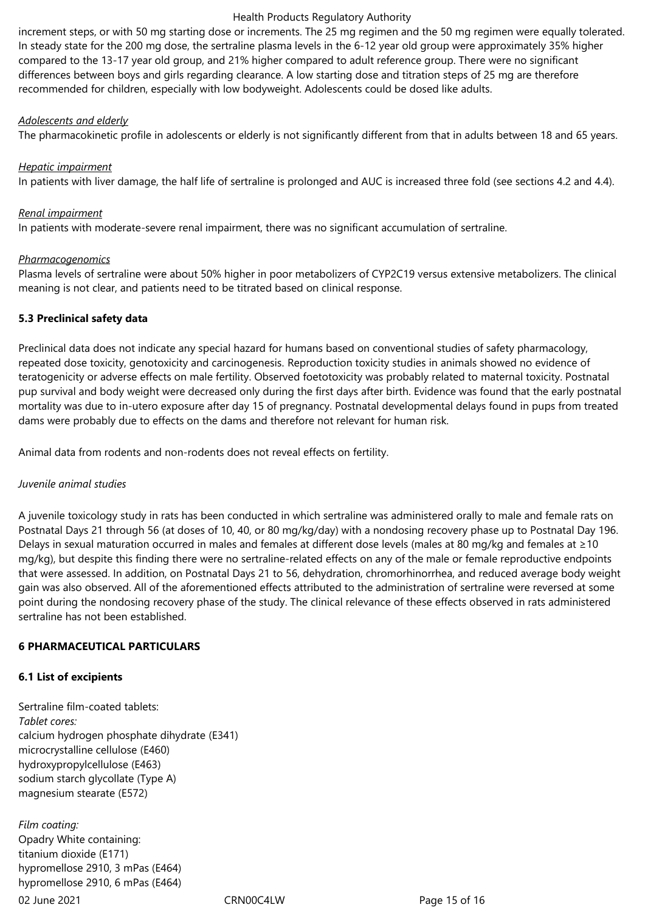increment steps, or with 50 mg starting dose or increments. The 25 mg regimen and the 50 mg regimen were equally tolerated. In steady state for the 200 mg dose, the sertraline plasma levels in the 6-12 year old group were approximately 35% higher compared to the 13-17 year old group, and 21% higher compared to adult reference group. There were no significant differences between boys and girls regarding clearance. A low starting dose and titration steps of 25 mg are therefore recommended for children, especially with low bodyweight. Adolescents could be dosed like adults.

*Adolescents and elderly*

The pharmacokinetic profile in adolescents or elderly is not significantly different from that in adults between 18 and 65 years.

*Hepatic impairment*

In patients with liver damage, the half life of sertraline is prolonged and AUC is increased three fold (see sections 4.2 and 4.4).

*Renal impairment*

In patients with moderate-severe renal impairment, there was no significant accumulation of sertraline.

*Pharmacogenomics*

Plasma levels of sertraline were about 50% higher in poor metabolizers of CYP2C19 versus extensive metabolizers. The clinical meaning is not clear, and patients need to be titrated based on clinical response.

### 5.3 Preclinical safety data

Preclinical data does not indicate any special hazard for humans based on conventional studies of safety pharmacology, repeated dose toxicity, genotoxicity and carcinogenesis. Reproduction toxicity studies in animals showed no evidence of teratogenicity or adverse effects on male fertility. Observed foetotoxicity was probably related to maternal toxicity. Postnatal pup survival and body weight were decreased only during the first days after birth. Evidence was found that the early postnatal mortality was due to in-utero exposure after day 15 of pregnancy. Postnatal developmental delays found in pups from treated dams were probably due to effects on the dams and therefore not relevant for human risk.

Animal data from rodents and non-rodents does not reveal effects on fertility.

*Juvenile animal studies*

A juvenile toxicology study in rats has been conducted in which sertraline was administered orally to male and female rats on Postnatal Days 21 through 56 (at doses of 10, 40, or 80 mg/kg/day) with a nondosing recovery phase up to Postnatal Day 196. Delays in sexual maturation occurred in males and females at different dose levels (males at 80 mg/kg and females at ≥10 mg/kg), but despite this finding there were no sertraline-related effects on any of the male or female reproductive endpoints that were assessed. In addition, on Postnatal Days 21 to 56, dehydration, chromorhinorrhea, and reduced average body weight gain was also observed. All of the aforementioned effects attributed to the administration of sertraline were reversed at some point during the nondosing recovery phase of the study. The clinical relevance of these effects observed in rats administered sertraline has not been established.

## 6 PHARMACEUTICAL PARTICULARS

### 6.1 List of excipients

Sertraline film-coated tablets:
*Tablet cores:*
calcium hydrogen phosphate dihydrate (E341)
microcrystalline cellulose (E460)
hydroxypropylcellulose (E463)
sodium starch glycollate (Type A)
magnesium stearate (E572)

*Film coating:*
Opadry White containing:
titanium dioxide (E171)
hypromellose 2910, 3 mPas (E464)
hypromellose 2910, 6 mPas (E464)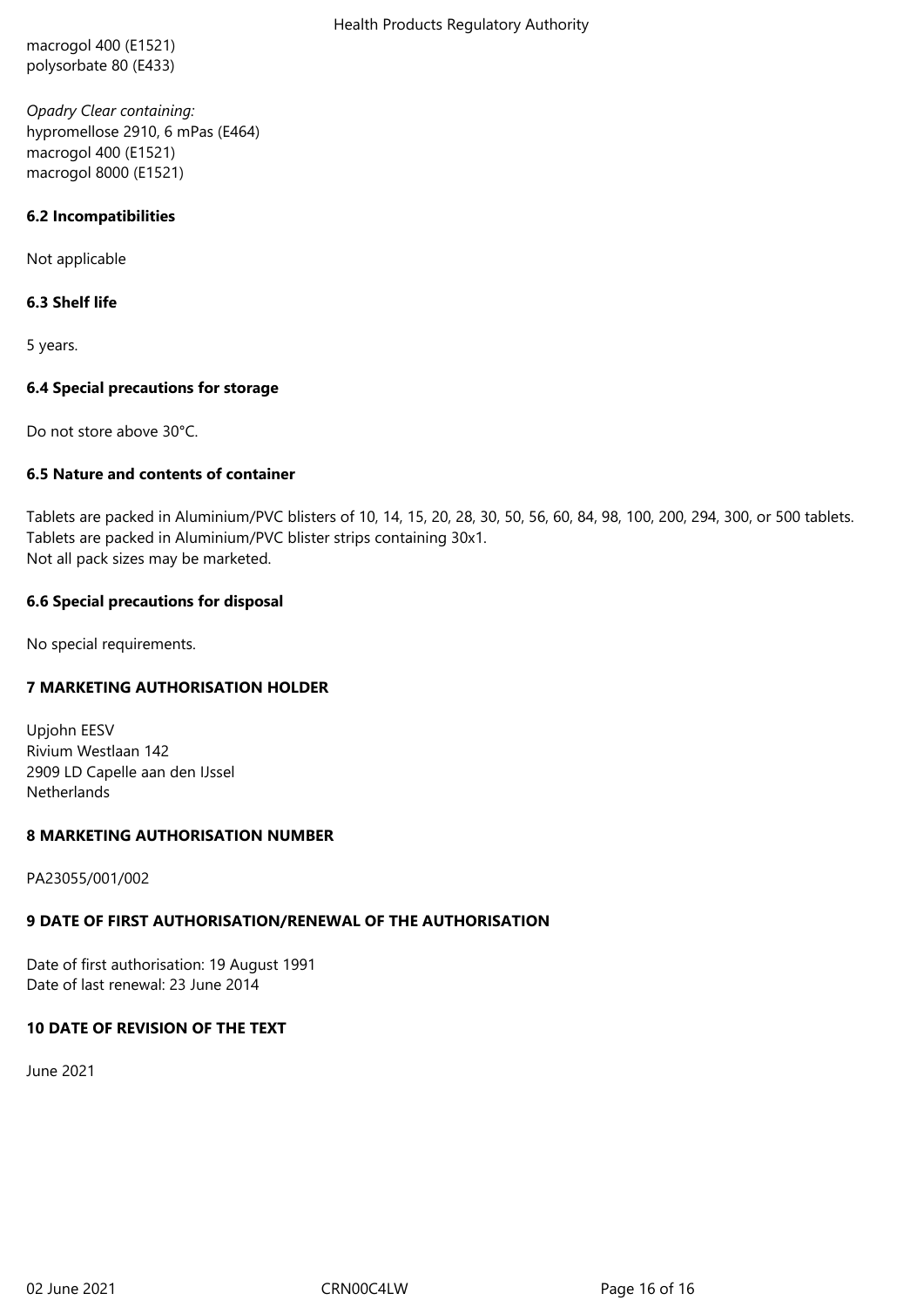macrogol 400 (E1521)
polysorbate 80 (E433)

*Opadry Clear containing:*
hypromellose 2910, 6 mPas (E464)
macrogol 400 (E1521)
macrogol 8000 (E1521)

### 6.2 Incompatibilities

Not applicable

### 6.3 Shelf life

5 years.

### 6.4 Special precautions for storage

Do not store above 30°C.

### 6.5 Nature and contents of container

Tablets are packed in Aluminium/PVC blisters of 10, 14, 15, 20, 28, 30, 50, 56, 60, 84, 98, 100, 200, 294, 300, or 500 tablets.
Tablets are packed in Aluminium/PVC blister strips containing 30x1.
Not all pack sizes may be marketed.

### 6.6 Special precautions for disposal

No special requirements.

## 7 MARKETING AUTHORISATION HOLDER

Upjohn EESV
Rivium Westlaan 142
2909 LD Capelle aan den IJssel
Netherlands

## 8 MARKETING AUTHORISATION NUMBER

PA23055/001/002

## 9 DATE OF FIRST AUTHORISATION/RENEWAL OF THE AUTHORISATION

Date of first authorisation: 19 August 1991
Date of last renewal: 23 June 2014

## 10 DATE OF REVISION OF THE TEXT

June 2021